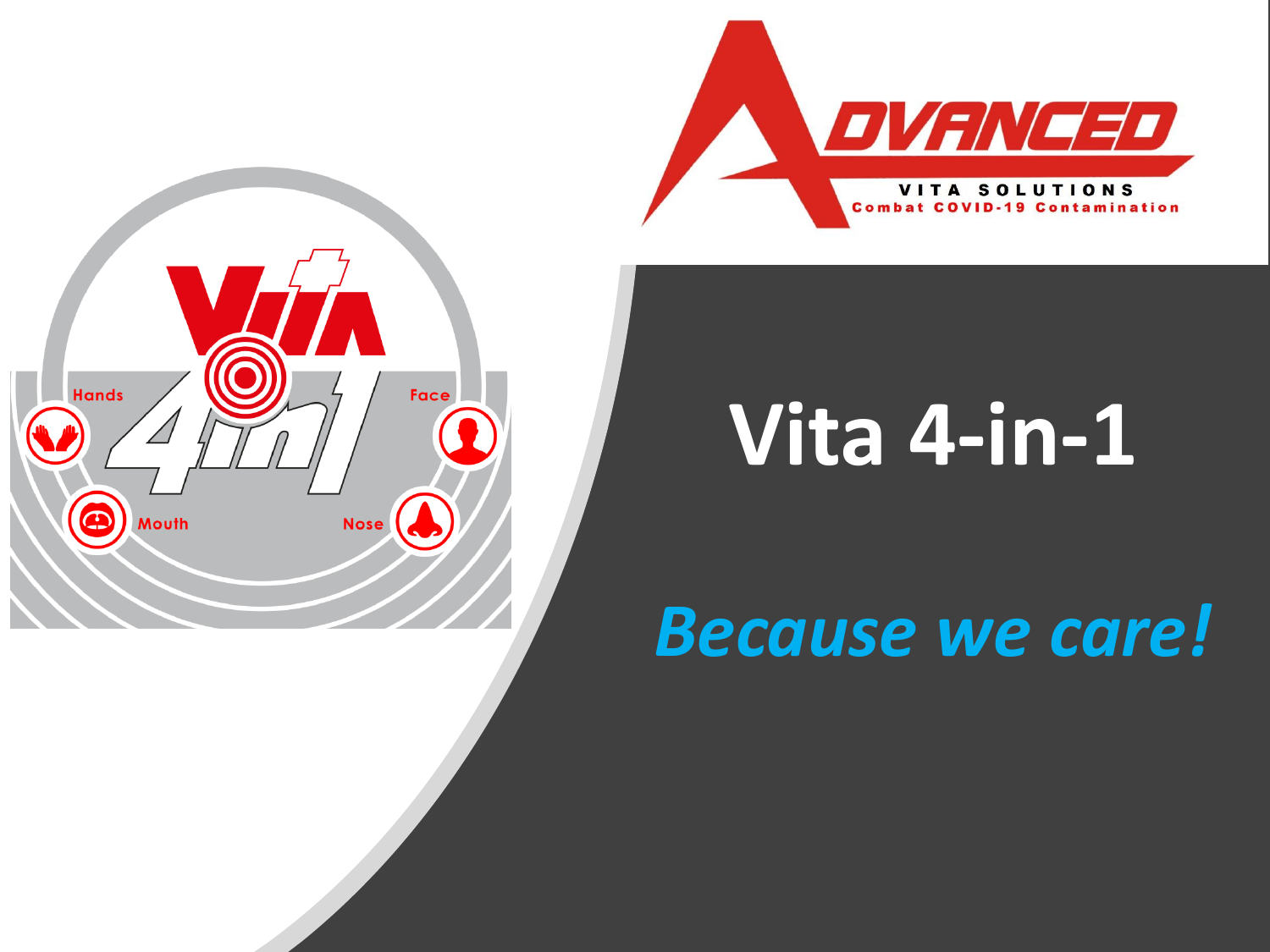ADVANCED

VITA SOLUTIONS

Combat COVID-19 Contamination

Vita 4in1

Hands

Face

Mouth

Nose

# Vita 4-in-1

*Because we care!*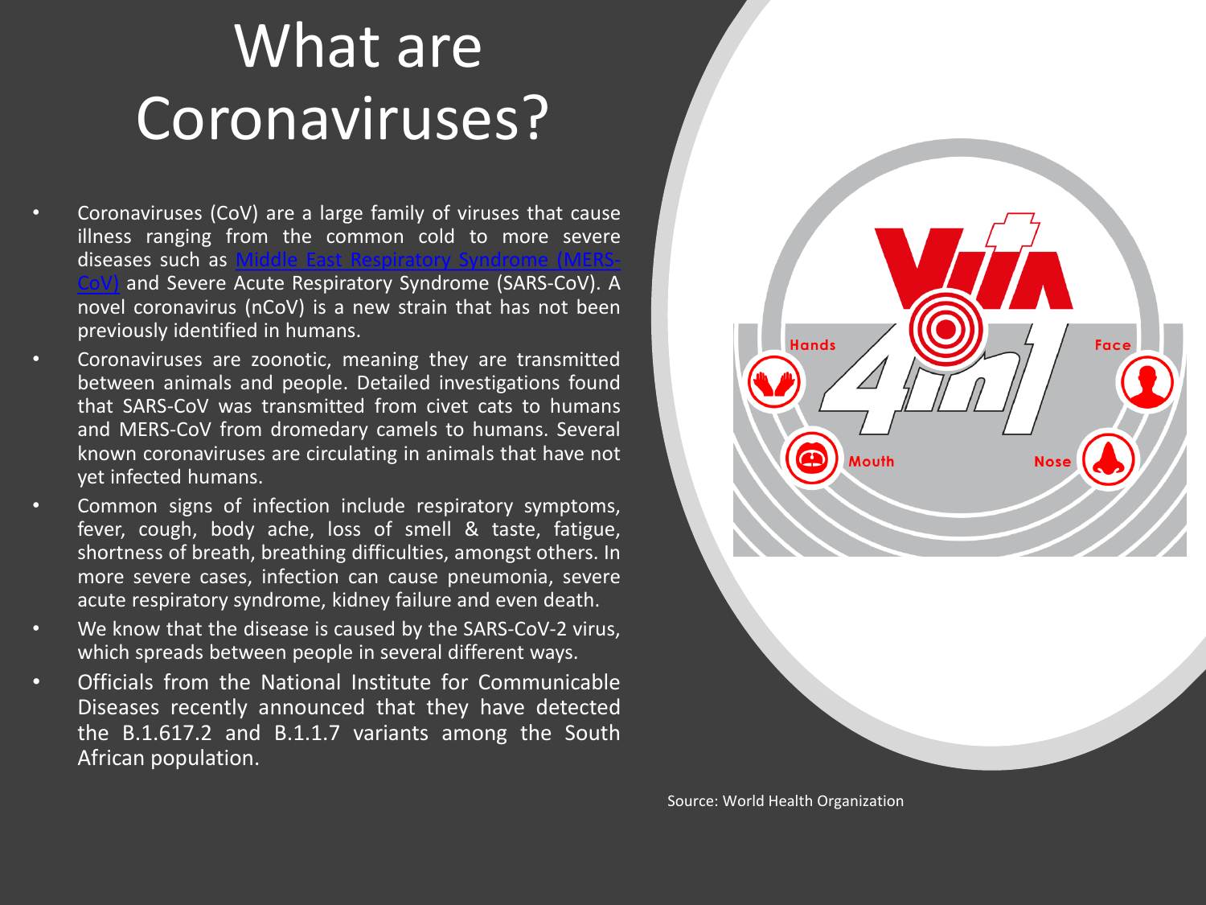# What are Coronaviruses?

- Coronaviruses (CoV) are a large family of viruses that cause illness ranging from the common cold to more severe diseases such as Middle East Respiratory Syndrome (MERS-CoV) and Severe Acute Respiratory Syndrome (SARS-CoV). A novel coronavirus (nCoV) is a new strain that has not been previously identified in humans.
- Coronaviruses are zoonotic, meaning they are transmitted between animals and people. Detailed investigations found that SARS-CoV was transmitted from civet cats to humans and MERS-CoV from dromedary camels to humans. Several known coronaviruses are circulating in animals that have not yet infected humans.
- Common signs of infection include respiratory symptoms, fever, cough, body ache, loss of smell & taste, fatigue, shortness of breath, breathing difficulties, amongst others. In more severe cases, infection can cause pneumonia, severe acute respiratory syndrome, kidney failure and even death.
- We know that the disease is caused by the SARS-CoV-2 virus, which spreads between people in several different ways.
- Officials from the National Institute for Communicable Diseases recently announced that they have detected the B.1.617.2 and B.1.1.7 variants among the South African population.

Hands

Face

Mouth

Nose

Source: World Health Organization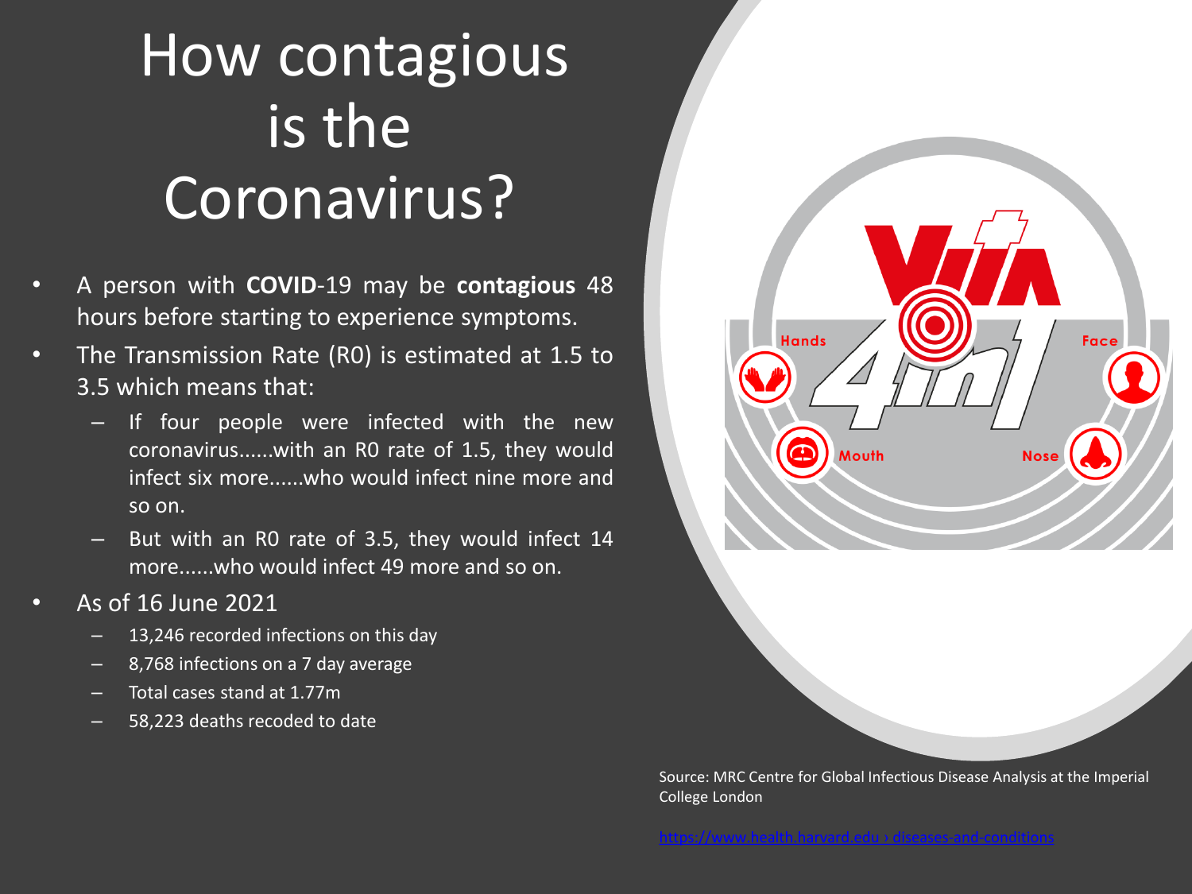# How contagious is the Coronavirus?

- A person with **COVID**-19 may be **contagious** 48 hours before starting to experience symptoms.
- The Transmission Rate (R0) is estimated at 1.5 to 3.5 which means that:
  - If four people were infected with the new coronavirus......with an R0 rate of 1.5, they would infect six more......who would infect nine more and so on.
  - But with an R0 rate of 3.5, they would infect 14 more......who would infect 49 more and so on.
- As of 16 June 2021
  - 13,246 recorded infections on this day
  - 8,768 infections on a 7 day average
  - Total cases stand at 1.77m
  - 58,223 deaths recoded to date

Source: MRC Centre for Global Infectious Disease Analysis at the Imperial College London

https://www.health.harvard.edu › diseases-and-conditions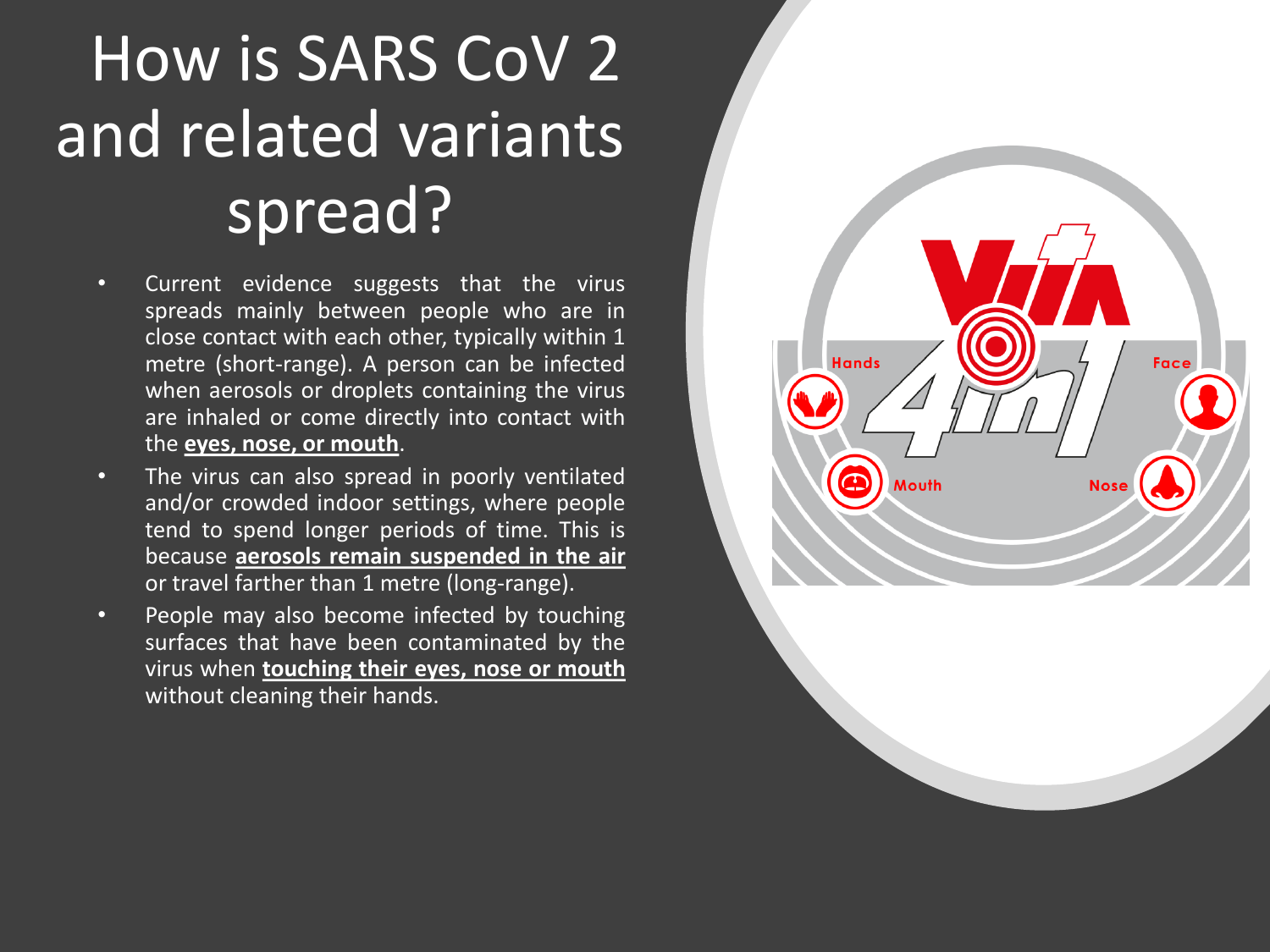# How is SARS CoV 2 and related variants spread?

- Current evidence suggests that the virus spreads mainly between people who are in close contact with each other, typically within 1 metre (short-range). A person can be infected when aerosols or droplets containing the virus are inhaled or come directly into contact with the **eyes, nose, or mouth**.
- The virus can also spread in poorly ventilated and/or crowded indoor settings, where people tend to spend longer periods of time. This is because **aerosols remain suspended in the air** or travel farther than 1 metre (long-range).
- People may also become infected by touching surfaces that have been contaminated by the virus when **touching their eyes, nose or mouth** without cleaning their hands.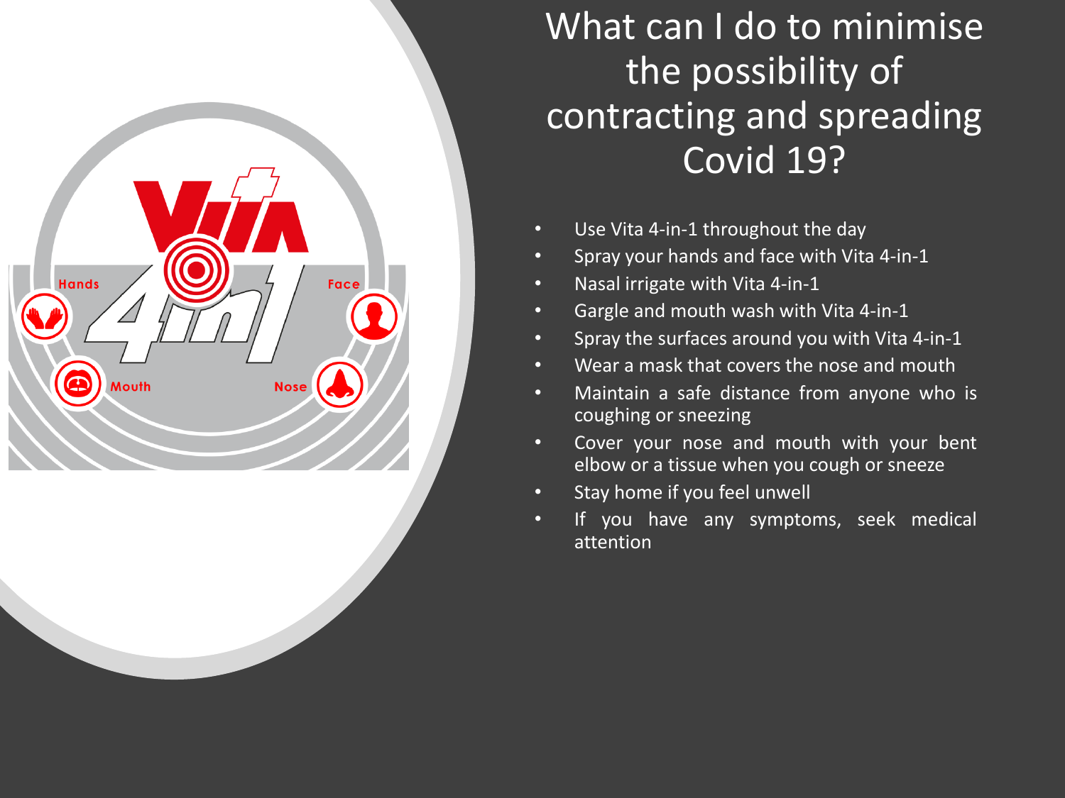# What can I do to minimise the possibility of contracting and spreading Covid 19?

- Use Vita 4-in-1 throughout the day
- Spray your hands and face with Vita 4-in-1
- Nasal irrigate with Vita 4-in-1
- Gargle and mouth wash with Vita 4-in-1
- Spray the surfaces around you with Vita 4-in-1
- Wear a mask that covers the nose and mouth
- Maintain a safe distance from anyone who is coughing or sneezing
- Cover your nose and mouth with your bent elbow or a tissue when you cough or sneeze
- Stay home if you feel unwell
- If you have any symptoms, seek medical attention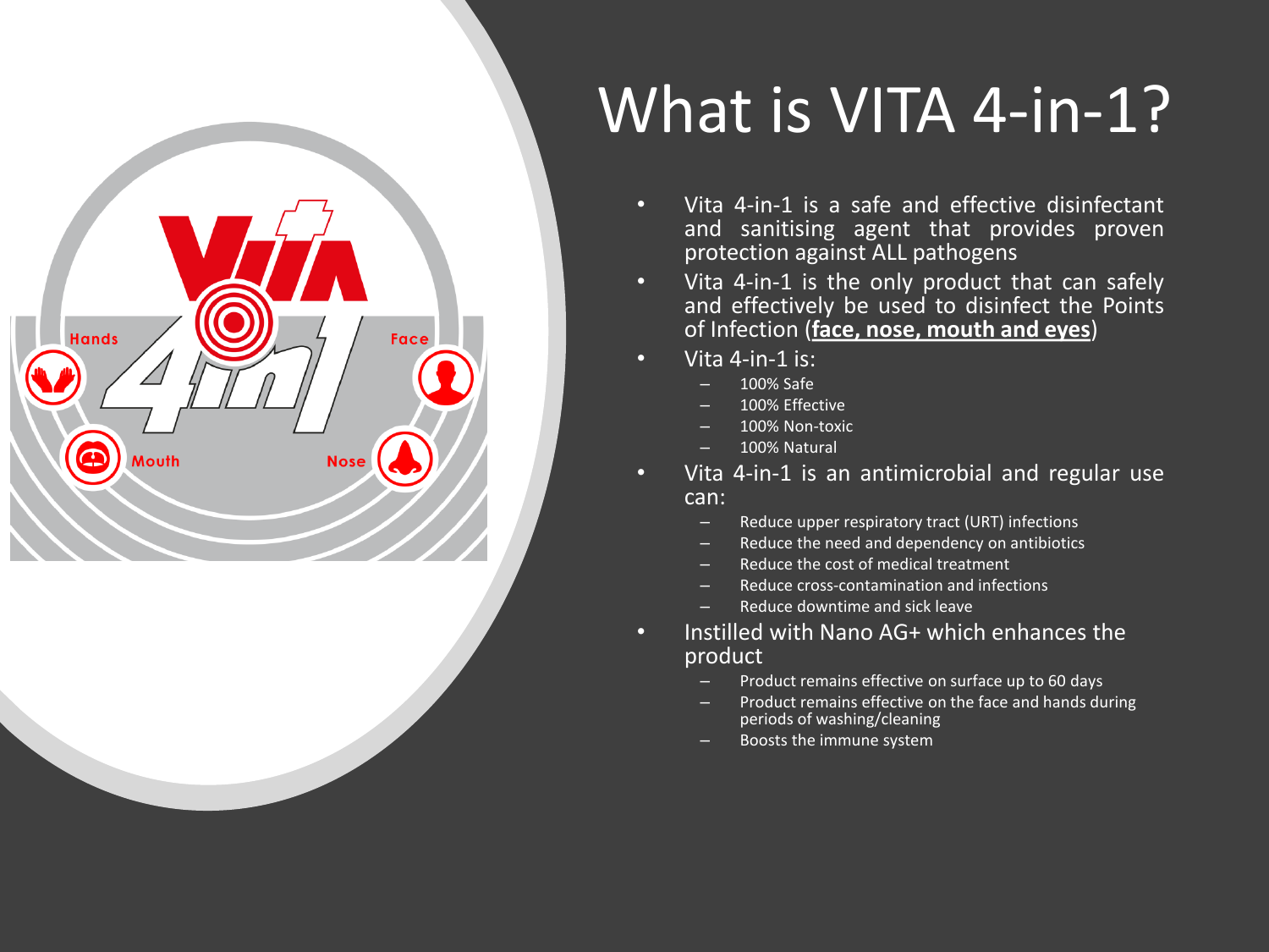# What is VITA 4-in-1?

- Vita 4-in-1 is a safe and effective disinfectant and sanitising agent that provides proven protection against ALL pathogens
- Vita 4-in-1 is the only product that can safely and effectively be used to disinfect the Points of Infection (**face, nose, mouth and eyes**)
- Vita 4-in-1 is:
  - 100% Safe
  - 100% Effective
  - 100% Non-toxic
  - 100% Natural
- Vita 4-in-1 is an antimicrobial and regular use can:
  - Reduce upper respiratory tract (URT) infections
  - Reduce the need and dependency on antibiotics
  - Reduce the cost of medical treatment
  - Reduce cross-contamination and infections
  - Reduce downtime and sick leave
- Instilled with Nano AG+ which enhances the product
  - Product remains effective on surface up to 60 days
  - Product remains effective on the face and hands during periods of washing/cleaning
  - Boosts the immune system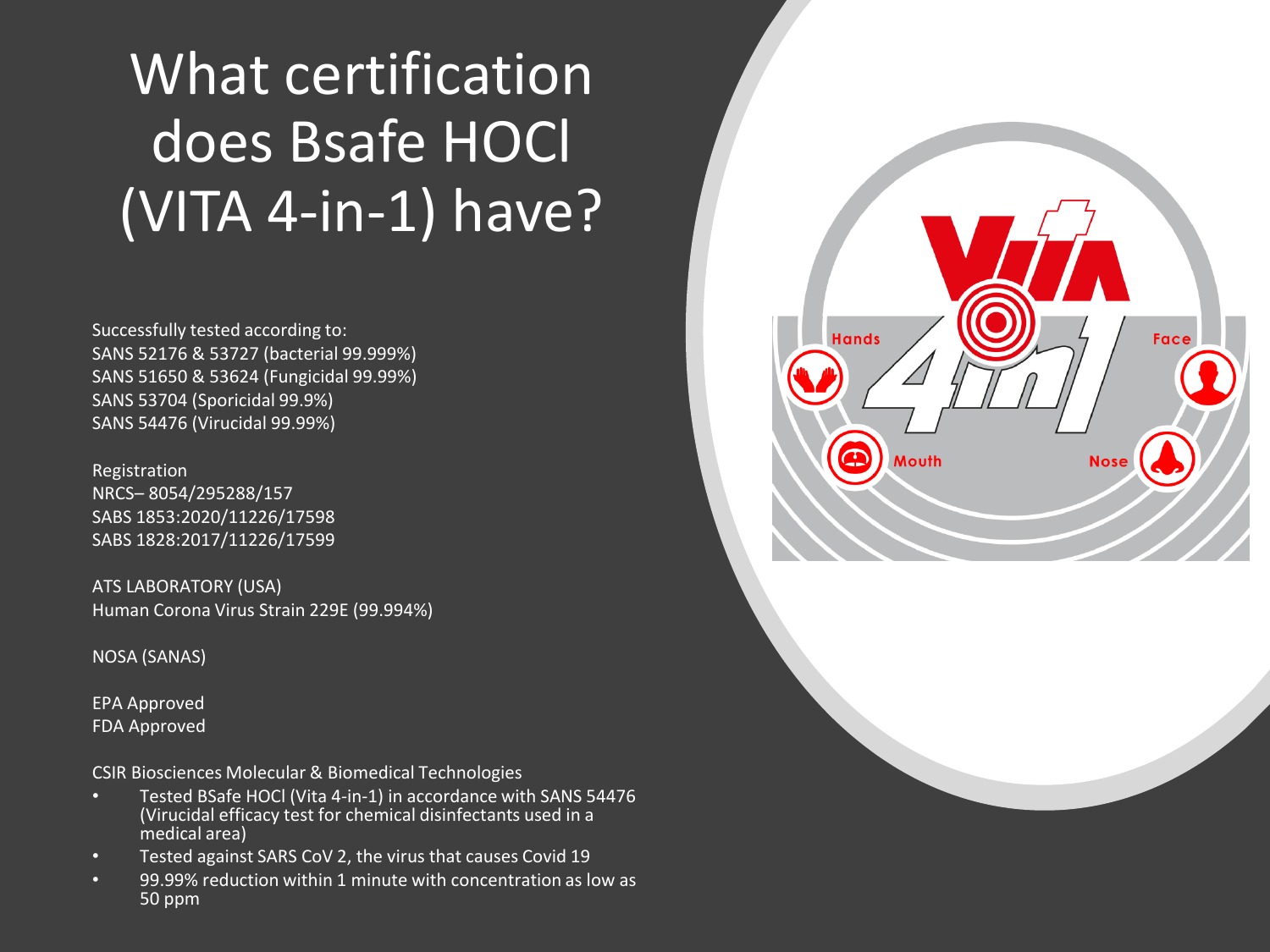# What certification does Bsafe HOCl (VITA 4-in-1) have?

Successfully tested according to:
SANS 52176 & 53727 (bacterial 99.999%)
SANS 51650 & 53624 (Fungicidal 99.99%)
SANS 53704 (Sporicidal 99.9%)
SANS 54476 (Virucidal 99.99%)

Registration
NRCS– 8054/295288/157
SABS 1853:2020/11226/17598
SABS 1828:2017/11226/17599

ATS LABORATORY (USA)
Human Corona Virus Strain 229E (99.994%)

NOSA (SANAS)

EPA Approved
FDA Approved

CSIR Biosciences Molecular & Biomedical Technologies

- Tested BSafe HOCl (Vita 4-in-1) in accordance with SANS 54476 (Virucidal efficacy test for chemical disinfectants used in a medical area)
- Tested against SARS CoV 2, the virus that causes Covid 19
- 99.99% reduction within 1 minute with concentration as low as 50 ppm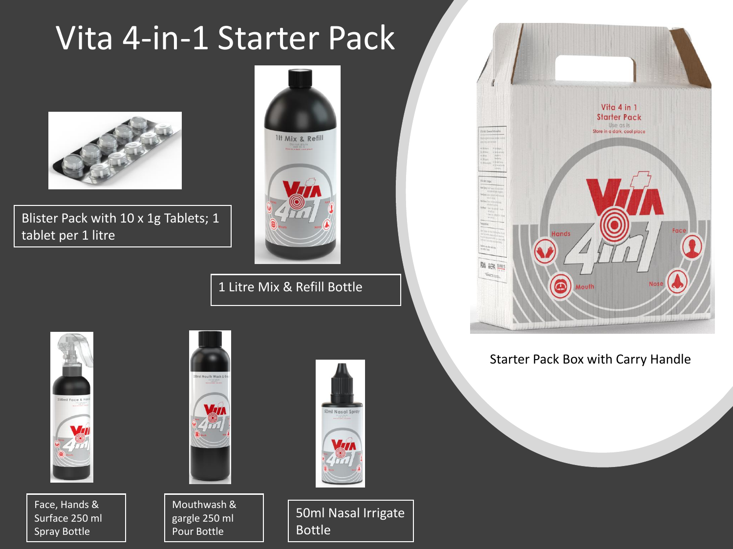# Vita 4-in-1 Starter Pack

Blister Pack with 10 x 1g Tablets; 1 tablet per 1 litre

1 Litre Mix & Refill Bottle

Starter Pack Box with Carry Handle

Face, Hands & Surface 250 ml Spray Bottle

Mouthwash & gargle 250 ml Pour Bottle

50ml Nasal Irrigate Bottle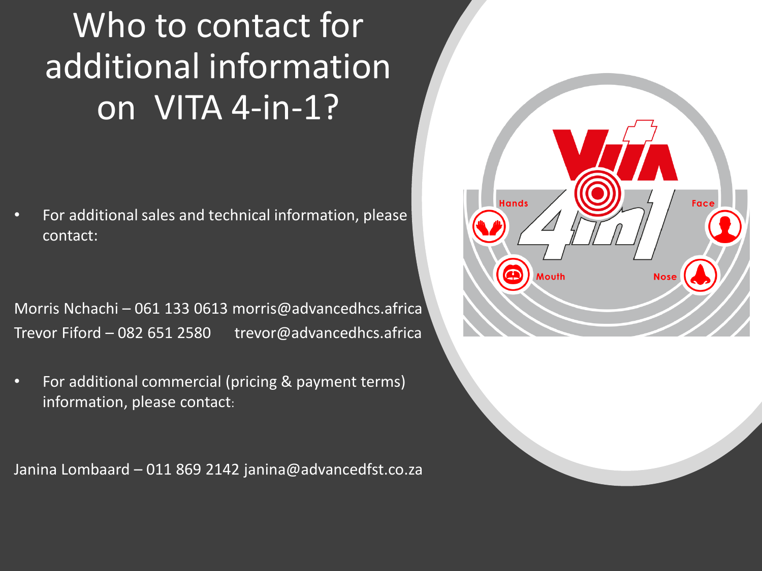# Who to contact for additional information on VITA 4-in-1?

- For additional sales and technical information, please contact:

Morris Nchachi – 061 133 0613 morris@advancedhcs.africa
Trevor Fiford – 082 651 2580 trevor@advancedhcs.africa

- For additional commercial (pricing & payment terms) information, please contact:

Janina Lombaard – 011 869 2142 janina@advancedfst.co.za

Vita 4in1

Hands

Face

Mouth

Nose